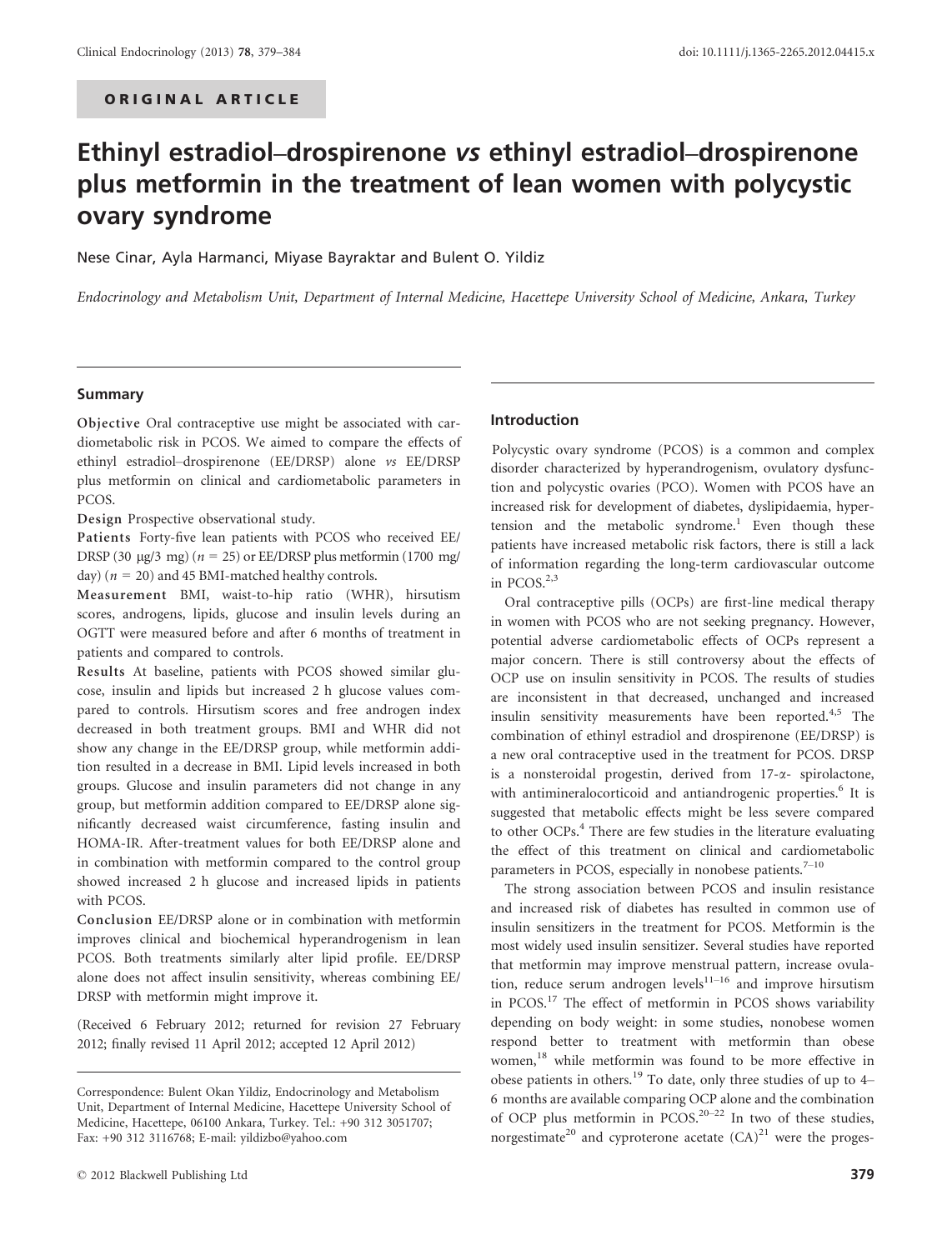ORIGINAL ARTICLE

# Ethinyl estradiol–drospirenone *vs* ethinyl estradiol–drospirenone plus metformin in the treatment of lean women with polycystic ovary syndrome

Nese Cinar, Ayla Harmanci, Miyase Bayraktar and Bulent O. Yildiz

*Endocrinology and Metabolism Unit, Department of Internal Medicine, Hacettepe University School of Medicine, Ankara, Turkey*

## Summary

**Objective** Oral contraceptive use might be associated with cardiometabolic risk in PCOS. We aimed to compare the effects of ethinyl estradiol–drospirenone (EE/DRSP) alone *vs* EE/DRSP plus metformin on clinical and cardiometabolic parameters in PCOS.

**Design** Prospective observational study.

**Patients** Forty-five lean patients with PCOS who received EE/DRSP (30 μg/3 mg) ($n$ = 25) or EE/DRSP plus metformin (1700 mg/day) ($n$ = 20) and 45 BMI-matched healthy controls.

**Measurement** BMI, waist-to-hip ratio (WHR), hirsutism scores, androgens, lipids, glucose and insulin levels during an OGTT were measured before and after 6 months of treatment in patients and compared to controls.

**Results** At baseline, patients with PCOS showed similar glucose, insulin and lipids but increased 2 h glucose values compared to controls. Hirsutism scores and free androgen index decreased in both treatment groups. BMI and WHR did not show any change in the EE/DRSP group, while metformin addition resulted in a decrease in BMI. Lipid levels increased in both groups. Glucose and insulin parameters did not change in any group, but metformin addition compared to EE/DRSP alone significantly decreased waist circumference, fasting insulin and HOMA-IR. After-treatment values for both EE/DRSP alone and in combination with metformin compared to the control group showed increased 2 h glucose and increased lipids in patients with PCOS.

**Conclusion** EE/DRSP alone or in combination with metformin improves clinical and biochemical hyperandrogenism in lean PCOS. Both treatments similarly alter lipid profile. EE/DRSP alone does not affect insulin sensitivity, whereas combining EE/DRSP with metformin might improve it.

(Received 6 February 2012; returned for revision 27 February 2012; finally revised 11 April 2012; accepted 12 April 2012)

Correspondence: Bulent Okan Yildiz, Endocrinology and Metabolism Unit, Department of Internal Medicine, Hacettepe University School of Medicine, Hacettepe, 06100 Ankara, Turkey. Tel.: +90 312 3051707; Fax: +90 312 3116768; E-mail: yildizbo@yahoo.com

## Introduction

Polycystic ovary syndrome (PCOS) is a common and complex disorder characterized by hyperandrogenism, ovulatory dysfunction and polycystic ovaries (PCO). Women with PCOS have an increased risk for development of diabetes, dyslipidaemia, hypertension and the metabolic syndrome.[1] Even though these patients have increased metabolic risk factors, there is still a lack of information regarding the long-term cardiovascular outcome in PCOS.[2,3]

Oral contraceptive pills (OCPs) are first-line medical therapy in women with PCOS who are not seeking pregnancy. However, potential adverse cardiometabolic effects of OCPs represent a major concern. There is still controversy about the effects of OCP use on insulin sensitivity in PCOS. The results of studies are inconsistent in that decreased, unchanged and increased insulin sensitivity measurements have been reported.[4,5] The combination of ethinyl estradiol and drospirenone (EE/DRSP) is a new oral contraceptive used in the treatment for PCOS. DRSP is a nonsteroidal progestin, derived from 17-α- spirolactone, with antimineralocorticoid and antiandrogenic properties.[6] It is suggested that metabolic effects might be less severe compared to other OCPs.[4] There are few studies in the literature evaluating the effect of this treatment on clinical and cardiometabolic parameters in PCOS, especially in nonobese patients.[7–10]

The strong association between PCOS and insulin resistance and increased risk of diabetes has resulted in common use of insulin sensitizers in the treatment for PCOS. Metformin is the most widely used insulin sensitizer. Several studies have reported that metformin may improve menstrual pattern, increase ovulation, reduce serum androgen levels[11–16] and improve hirsutism in PCOS.[17] The effect of metformin in PCOS shows variability depending on body weight: in some studies, nonobese women respond better to treatment with metformin than obese women,[18] while metformin was found to be more effective in obese patients in others.[19] To date, only three studies of up to 4–6 months are available comparing OCP alone and the combination of OCP plus metformin in PCOS.[20–22] In two of these studies, norgestimate[20] and cyproterone acetate (CA)[21] were the proges-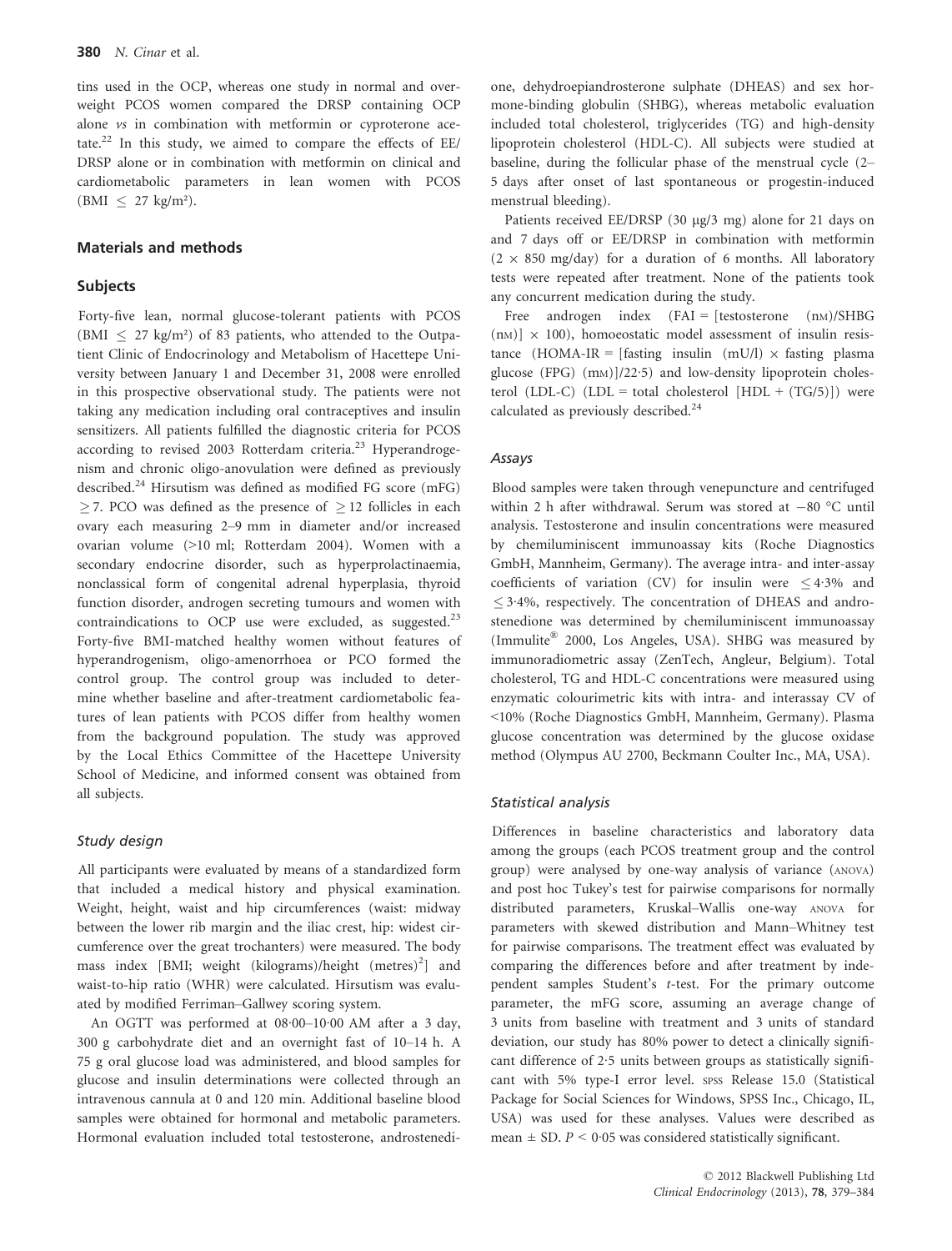tins used in the OCP, whereas one study in normal and overweight PCOS women compared the DRSP containing OCP alone *vs* in combination with metformin or cyproterone acetate.[22] In this study, we aimed to compare the effects of EE/DRSP alone or in combination with metformin on clinical and cardiometabolic parameters in lean women with PCOS ($BMI \leq 27$ kg/m²).

## Materials and methods

### Subjects

Forty-five lean, normal glucose-tolerant patients with PCOS ($BMI \leq 27$ kg/m²) of 83 patients, who attended to the Outpatient Clinic of Endocrinology and Metabolism of Hacettepe University between January 1 and December 31, 2008 were enrolled in this prospective observational study. The patients were not taking any medication including oral contraceptives and insulin sensitizers. All patients fulfilled the diagnostic criteria for PCOS according to revised 2003 Rotterdam criteria.[23] Hyperandrogenism and chronic oligo-anovulation were defined as previously described.[24] Hirsutism was defined as modified FG score (mFG) $\geq 7$. PCO was defined as the presence of $\geq 12$ follicles in each ovary each measuring 2–9 mm in diameter and/or increased ovarian volume (>10 ml; Rotterdam 2004). Women with a secondary endocrine disorder, such as hyperprolactinaemia, nonclassical form of congenital adrenal hyperplasia, thyroid function disorder, androgen secreting tumours and women with contraindications to OCP use were excluded, as suggested.[23] Forty-five BMI-matched healthy women without features of hyperandrogenism, oligo-amenorrhoea or PCO formed the control group. The control group was included to determine whether baseline and after-treatment cardiometabolic features of lean patients with PCOS differ from healthy women from the background population. The study was approved by the Local Ethics Committee of the Hacettepe University School of Medicine, and informed consent was obtained from all subjects.

#### *Study design*

All participants were evaluated by means of a standardized form that included a medical history and physical examination. Weight, height, waist and hip circumferences (waist: midway between the lower rib margin and the iliac crest, hip: widest circumference over the great trochanters) were measured. The body mass index [BMI; weight (kilograms)/height (metres)²] and waist-to-hip ratio (WHR) were calculated. Hirsutism was evaluated by modified Ferriman–Gallwey scoring system.

An OGTT was performed at 08·00–10·00 AM after a 3 day, 300 g carbohydrate diet and an overnight fast of 10–14 h. A 75 g oral glucose load was administered, and blood samples for glucose and insulin determinations were collected through an intravenous cannula at 0 and 120 min. Additional baseline blood samples were obtained for hormonal and metabolic parameters. Hormonal evaluation included total testosterone, androstenedione, dehydroepiandrosterone sulphate (DHEAS) and sex hormone-binding globulin (SHBG), whereas metabolic evaluation included total cholesterol, triglycerides (TG) and high-density lipoprotein cholesterol (HDL-C). All subjects were studied at baseline, during the follicular phase of the menstrual cycle (2–5 days after onset of last spontaneous or progestin-induced menstrual bleeding).

Patients received EE/DRSP (30 μg/3 mg) alone for 21 days on and 7 days off or EE/DRSP in combination with metformin ($2 \times 850$ mg/day) for a duration of 6 months. All laboratory tests were repeated after treatment. None of the patients took any concurrent medication during the study.

Free androgen index (FAI = [testosterone (nM)/SHBG (nM)] × 100), homoeostatic model assessment of insulin resistance (HOMA-IR = [fasting insulin (mU/l) × fasting plasma glucose (FPG) (mM)]/22·5) and low-density lipoprotein cholesterol (LDL-C) (LDL = total cholesterol [HDL + (TG/5)]) were calculated as previously described.[24]

#### *Assays*

Blood samples were taken through venepuncture and centrifuged within 2 h after withdrawal. Serum was stored at −80 °C until analysis. Testosterone and insulin concentrations were measured by chemiluminiscent immunoassay kits (Roche Diagnostics GmbH, Mannheim, Germany). The average intra- and inter-assay coefficients of variation (CV) for insulin were $\leq 4{\cdot}3\%$ and $\leq 3{\cdot}4\%$, respectively. The concentration of DHEAS and androstenedione was determined by chemiluminiscent immunoassay (Immulite® 2000, Los Angeles, USA). SHBG was measured by immunoradiometric assay (ZenTech, Angleur, Belgium). Total cholesterol, TG and HDL-C concentrations were measured using enzymatic colourimetric kits with intra- and interassay CV of <10% (Roche Diagnostics GmbH, Mannheim, Germany). Plasma glucose concentration was determined by the glucose oxidase method (Olympus AU 2700, Beckmann Coulter Inc., MA, USA).

#### *Statistical analysis*

Differences in baseline characteristics and laboratory data among the groups (each PCOS treatment group and the control group) were analysed by one-way analysis of variance (ANOVA) and post hoc Tukey's test for pairwise comparisons for normally distributed parameters, Kruskal–Wallis one-way ANOVA for parameters with skewed distribution and Mann–Whitney test for pairwise comparisons. The treatment effect was evaluated by comparing the differences before and after treatment by independent samples Student's *t*-test. For the primary outcome parameter, the mFG score, assuming an average change of 3 units from baseline with treatment and 3 units of standard deviation, our study has 80% power to detect a clinically significant difference of 2·5 units between groups as statistically significant with 5% type-I error level. SPSS Release 15.0 (Statistical Package for Social Sciences for Windows, SPSS Inc., Chicago, IL, USA) was used for these analyses. Values were described as mean ± SD. $P < 0{\cdot}05$ was considered statistically significant.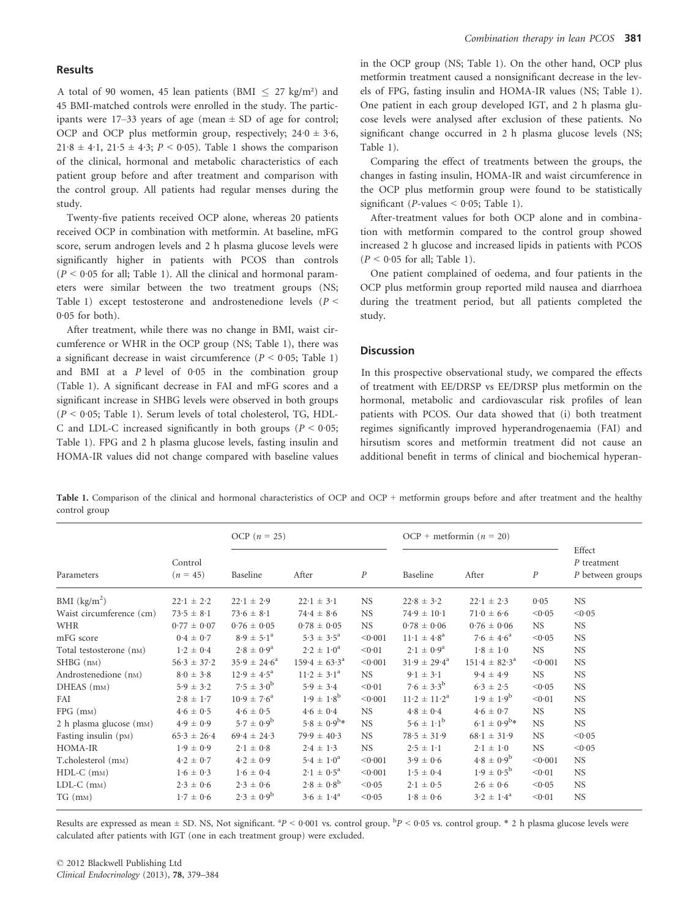## Results

A total of 90 women, 45 lean patients (BMI $\leq$ 27 kg/m²) and 45 BMI-matched controls were enrolled in the study. The participants were 17–33 years of age (mean ± SD of age for control; OCP and OCP plus metformin group, respectively; 24·0 ± 3·6, 21·8 ± 4·1, 21·5 ± 4·3; $P < 0·05$). Table 1 shows the comparison of the clinical, hormonal and metabolic characteristics of each patient group before and after treatment and comparison with the control group. All patients had regular menses during the study.

Twenty-five patients received OCP alone, whereas 20 patients received OCP in combination with metformin. At baseline, mFG score, serum androgen levels and 2 h plasma glucose levels were significantly higher in patients with PCOS than controls ($P < 0·05$ for all; Table 1). All the clinical and hormonal parameters were similar between the two treatment groups (NS; Table 1) except testosterone and androstenedione levels ($P < 0·05$ for both).

After treatment, while there was no change in BMI, waist circumference or WHR in the OCP group (NS; Table 1), there was a significant decrease in waist circumference ($P < 0·05$; Table 1) and BMI at a $P$ level of 0·05 in the combination group (Table 1). A significant decrease in FAI and mFG scores and a significant increase in SHBG levels were observed in both groups ($P < 0·05$; Table 1). Serum levels of total cholesterol, TG, HDL-C and LDL-C increased significantly in both groups ($P < 0·05$; Table 1). FPG and 2 h plasma glucose levels, fasting insulin and HOMA-IR values did not change compared with baseline values in the OCP group (NS; Table 1). On the other hand, OCP plus metformin treatment caused a nonsignificant decrease in the levels of FPG, fasting insulin and HOMA-IR values (NS; Table 1). One patient in each group developed IGT, and 2 h plasma glucose levels were analysed after exclusion of these patients. No significant change occurred in 2 h plasma glucose levels (NS; Table 1).

Comparing the effect of treatments between the groups, the changes in fasting insulin, HOMA-IR and waist circumference in the OCP plus metformin group were found to be statistically significant ($P$-values < 0·05; Table 1).

After-treatment values for both OCP alone and in combination with metformin compared to the control group showed increased 2 h glucose and increased lipids in patients with PCOS ($P < 0·05$ for all; Table 1).

One patient complained of oedema, and four patients in the OCP plus metformin group reported mild nausea and diarrhoea during the treatment period, but all patients completed the study.

## Discussion

In this prospective observational study, we compared the effects of treatment with EE/DRSP vs EE/DRSP plus metformin on the hormonal, metabolic and cardiovascular risk profiles of lean patients with PCOS. Our data showed that (i) both treatment regimes significantly improved hyperandrogenaemia (FAI) and hirsutism scores and metformin treatment did not cause an additional benefit in terms of clinical and biochemical hyperan-

**Table 1.** Comparison of the clinical and hormonal characteristics of OCP and OCP + metformin groups before and after treatment and the healthy control group

| Parameters | Control ($n$ = 45) | OCP ($n$ = 25) | | | OCP + metformin ($n$ = 20) | | | Effect $P$ treatment $P$ between groups |
|---|---|---|---|---|---|---|---|---|
| | | Baseline | After | $P$ | Baseline | After | $P$ | |
| BMI (kg/m²) | 22·1 ± 2·2 | 22·1 ± 2·9 | 22·1 ± 3·1 | NS | 22·8 ± 3·2 | 22·1 ± 2·3 | 0·05 | NS |
| Waist circumference (cm) | 73·5 ± 8·1 | 73·6 ± 8·1 | 74·4 ± 8·6 | NS | 74·9 ± 10·1 | 71·0 ± 6·6 | <0·05 | <0·05 |
| WHR | 0·77 ± 0·07 | 0·76 ± 0·05 | 0·78 ± 0·05 | NS | 0·78 ± 0·06 | 0·76 ± 0·06 | NS | NS |
| mFG score | 0·4 ± 0·7 | 8·9 ± 5·1[a] | 5·3 ± 3·5[a] | <0·001 | 11·1 ± 4·8[a] | 7·6 ± 4·6[a] | <0·05 | NS |
| Total testosterone (nM) | 1·2 ± 0·4 | 2·8 ± 0·9[a] | 2·2 ± 1·0[a] | <0·01 | 2·1 ± 0·9[a] | 1·8 ± 1·0 | NS | NS |
| SHBG (nM) | 56·3 ± 37·2 | 35·9 ± 24·6[a] | 159·4 ± 63·3[a] | <0·001 | 31·9 ± 29·4[a] | 151·4 ± 82·3[a] | <0·001 | NS |
| Androstenedione (nM) | 8·0 ± 3·8 | 12·9 ± 4·5[a] | 11·2 ± 3·1[a] | NS | 9·1 ± 3·1 | 9·4 ± 4·9 | NS | NS |
| DHEAS (mM) | 5·9 ± 3·2 | 7·5 ± 3·0[b] | 5·9 ± 3·4 | <0·01 | 7·6 ± 3·3[b] | 6·3 ± 2·5 | <0·05 | NS |
| FAI | 2·8 ± 1·7 | 10·9 ± 7·6[a] | 1·9 ± 1·8[b] | <0·001 | 11·2 ± 11·2[a] | 1·9 ± 1·9[b] | <0·01 | NS |
| FPG (mM) | 4·6 ± 0·5 | 4·6 ± 0·5 | 4·6 ± 0·4 | NS | 4·8 ± 0·4 | 4·6 ± 0·7 | NS | NS |
| 2 h plasma glucose (mM) | 4·9 ± 0·9 | 5·7 ± 0·9[b] | 5·8 ± 0·9[b]* | NS | 5·6 ± 1·1[b] | 6·1 ± 0·9[b]* | NS | NS |
| Fasting insulin (pM) | 65·3 ± 26·4 | 69·4 ± 24·3 | 79·9 ± 40·3 | NS | 78·5 ± 31·9 | 68·1 ± 31·9 | NS | <0·05 |
| HOMA-IR | 1·9 ± 0·9 | 2·1 ± 0·8 | 2·4 ± 1·3 | NS | 2·5 ± 1·1 | 2·1 ± 1·0 | NS | <0·05 |
| T.cholesterol (mM) | 4·2 ± 0·7 | 4·2 ± 0·9 | 5·4 ± 1·0[a] | <0·001 | 3·9 ± 0·6 | 4·8 ± 0·9[b] | <0·001 | NS |
| HDL-C (mM) | 1·6 ± 0·3 | 1·6 ± 0·4 | 2·1 ± 0·5[a] | <0·001 | 1·5 ± 0·4 | 1·9 ± 0·5[b] | <0·01 | NS |
| LDL-C (mM) | 2·3 ± 0·6 | 2·3 ± 0·6 | 2·8 ± 0·8[b] | <0·05 | 2·1 ± 0·5 | 2·6 ± 0·6 | <0·05 | NS |
| TG (mM) | 1·7 ± 0·6 | 2·3 ± 0·9[b] | 3·6 ± 1·4[a] | <0·05 | 1·8 ± 0·6 | 3·2 ± 1·4[a] | <0·01 | NS |

Results are expressed as mean ± SD. NS, Not significant. [a]$P < 0·001$ vs. control group. [b]$P < 0·05$ vs. control group. * 2 h plasma glucose levels were calculated after patients with IGT (one in each treatment group) were excluded.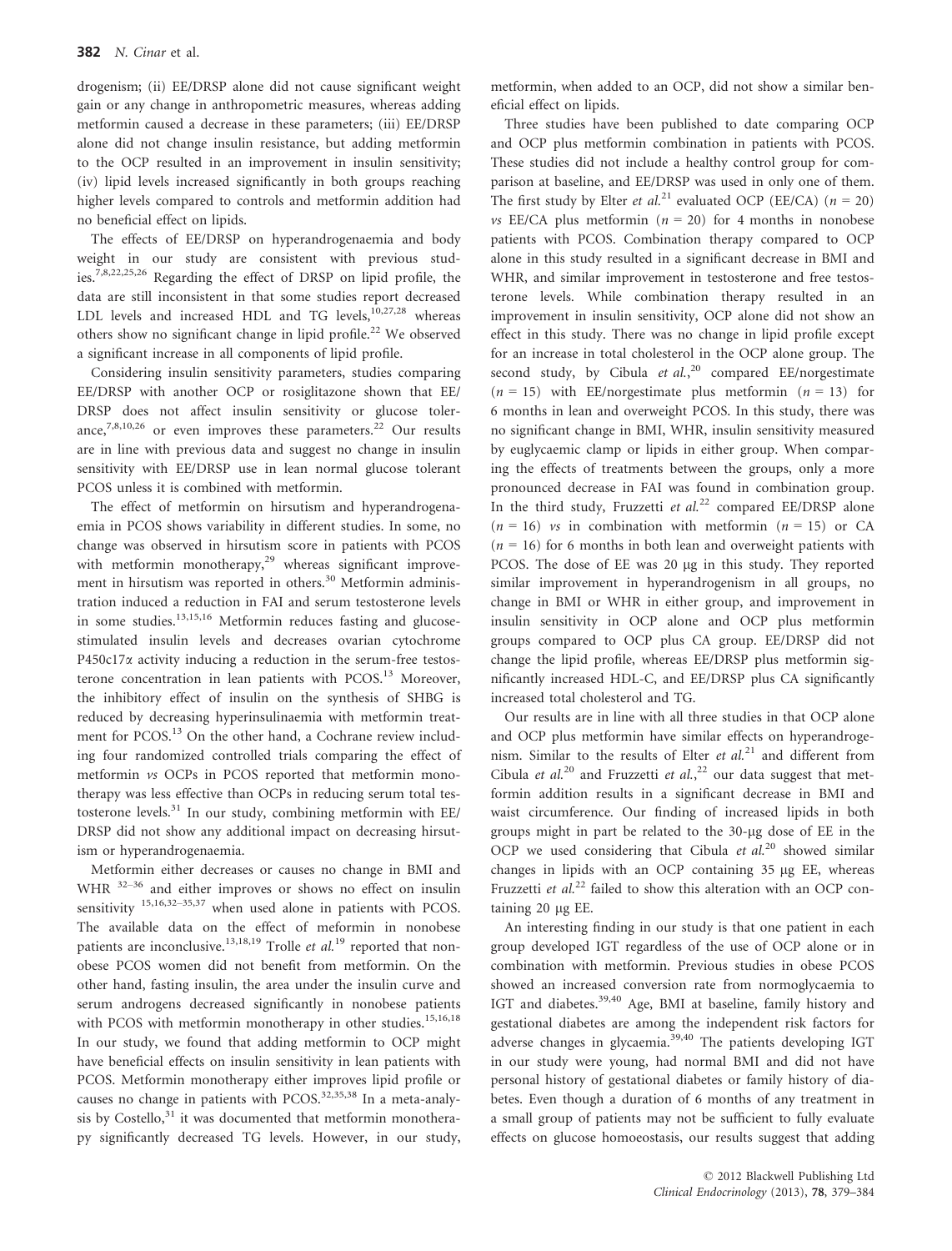drogenism; (ii) EE/DRSP alone did not cause significant weight gain or any change in anthropometric measures, whereas adding metformin caused a decrease in these parameters; (iii) EE/DRSP alone did not change insulin resistance, but adding metformin to the OCP resulted in an improvement in insulin sensitivity; (iv) lipid levels increased significantly in both groups reaching higher levels compared to controls and metformin addition had no beneficial effect on lipids.

The effects of EE/DRSP on hyperandrogenaemia and body weight in our study are consistent with previous studies.[7,8,22,25,26] Regarding the effect of DRSP on lipid profile, the data are still inconsistent in that some studies report decreased LDL levels and increased HDL and TG levels,[10,27,28] whereas others show no significant change in lipid profile.[22] We observed a significant increase in all components of lipid profile.

Considering insulin sensitivity parameters, studies comparing EE/DRSP with another OCP or rosiglitazone shown that EE/DRSP does not affect insulin sensitivity or glucose tolerance,[7,8,10,26] or even improves these parameters.[22] Our results are in line with previous data and suggest no change in insulin sensitivity with EE/DRSP use in lean normal glucose tolerant PCOS unless it is combined with metformin.

The effect of metformin on hirsutism and hyperandrogenaemia in PCOS shows variability in different studies. In some, no change was observed in hirsutism score in patients with PCOS with metformin monotherapy,[29] whereas significant improvement in hirsutism was reported in others.[30] Metformin administration induced a reduction in FAI and serum testosterone levels in some studies.[13,15,16] Metformin reduces fasting and glucose-stimulated insulin levels and decreases ovarian cytochrome P450c17α activity inducing a reduction in the serum-free testosterone concentration in lean patients with PCOS.[13] Moreover, the inhibitory effect of insulin on the synthesis of SHBG is reduced by decreasing hyperinsulinaemia with metformin treatment for PCOS.[13] On the other hand, a Cochrane review including four randomized controlled trials comparing the effect of metformin *vs* OCPs in PCOS reported that metformin monotherapy was less effective than OCPs in reducing serum total testosterone levels.[31] In our study, combining metformin with EE/DRSP did not show any additional impact on decreasing hirsutism or hyperandrogenaemia.

Metformin either decreases or causes no change in BMI and WHR [32–36] and either improves or shows no effect on insulin sensitivity [15,16,32–35,37] when used alone in patients with PCOS. The available data on the effect of meformin in nonobese patients are inconclusive.[13,18,19] Trolle *et al.*[19] reported that nonobese PCOS women did not benefit from metformin. On the other hand, fasting insulin, the area under the insulin curve and serum androgens decreased significantly in nonobese patients with PCOS with metformin monotherapy in other studies.[15,16,18] In our study, we found that adding metformin to OCP might have beneficial effects on insulin sensitivity in lean patients with PCOS. Metformin monotherapy either improves lipid profile or causes no change in patients with PCOS.[32,35,38] In a meta-analysis by Costello,[31] it was documented that metformin monotherapy significantly decreased TG levels. However, in our study, metformin, when added to an OCP, did not show a similar beneficial effect on lipids.

Three studies have been published to date comparing OCP and OCP plus metformin combination in patients with PCOS. These studies did not include a healthy control group for comparison at baseline, and EE/DRSP was used in only one of them. The first study by Elter *et al.*[21] evaluated OCP (EE/CA) ($n$ = 20) *vs* EE/CA plus metformin ($n$ = 20) for 4 months in nonobese patients with PCOS. Combination therapy compared to OCP alone in this study resulted in a significant decrease in BMI and WHR, and similar improvement in testosterone and free testosterone levels. While combination therapy resulted in an improvement in insulin sensitivity, OCP alone did not show an effect in this study. There was no change in lipid profile except for an increase in total cholesterol in the OCP alone group. The second study, by Cibula *et al.*,[20] compared EE/norgestimate ($n$ = 15) with EE/norgestimate plus metformin ($n$ = 13) for 6 months in lean and overweight PCOS. In this study, there was no significant change in BMI, WHR, insulin sensitivity measured by euglycaemic clamp or lipids in either group. When comparing the effects of treatments between the groups, only a more pronounced decrease in FAI was found in combination group. In the third study, Fruzzetti *et al.*[22] compared EE/DRSP alone ($n$ = 16) *vs* in combination with metformin ($n$ = 15) or CA ($n$ = 16) for 6 months in both lean and overweight patients with PCOS. The dose of EE was 20 μg in this study. They reported similar improvement in hyperandrogenism in all groups, no change in BMI or WHR in either group, and improvement in insulin sensitivity in OCP alone and OCP plus metformin groups compared to OCP plus CA group. EE/DRSP did not change the lipid profile, whereas EE/DRSP plus metformin significantly increased HDL-C, and EE/DRSP plus CA significantly increased total cholesterol and TG.

Our results are in line with all three studies in that OCP alone and OCP plus metformin have similar effects on hyperandrogenism. Similar to the results of Elter *et al.*[21] and different from Cibula *et al.*[20] and Fruzzetti *et al.*,[22] our data suggest that metformin addition results in a significant decrease in BMI and waist circumference. Our finding of increased lipids in both groups might in part be related to the 30-μg dose of EE in the OCP we used considering that Cibula *et al.*[20] showed similar changes in lipids with an OCP containing 35 μg EE, whereas Fruzzetti *et al.*[22] failed to show this alteration with an OCP containing 20 μg EE.

An interesting finding in our study is that one patient in each group developed IGT regardless of the use of OCP alone or in combination with metformin. Previous studies in obese PCOS showed an increased conversion rate from normoglycaemia to IGT and diabetes.[39,40] Age, BMI at baseline, family history and gestational diabetes are among the independent risk factors for adverse changes in glycaemia.[39,40] The patients developing IGT in our study were young, had normal BMI and did not have personal history of gestational diabetes or family history of diabetes. Even though a duration of 6 months of any treatment in a small group of patients may not be sufficient to fully evaluate effects on glucose homoeostasis, our results suggest that adding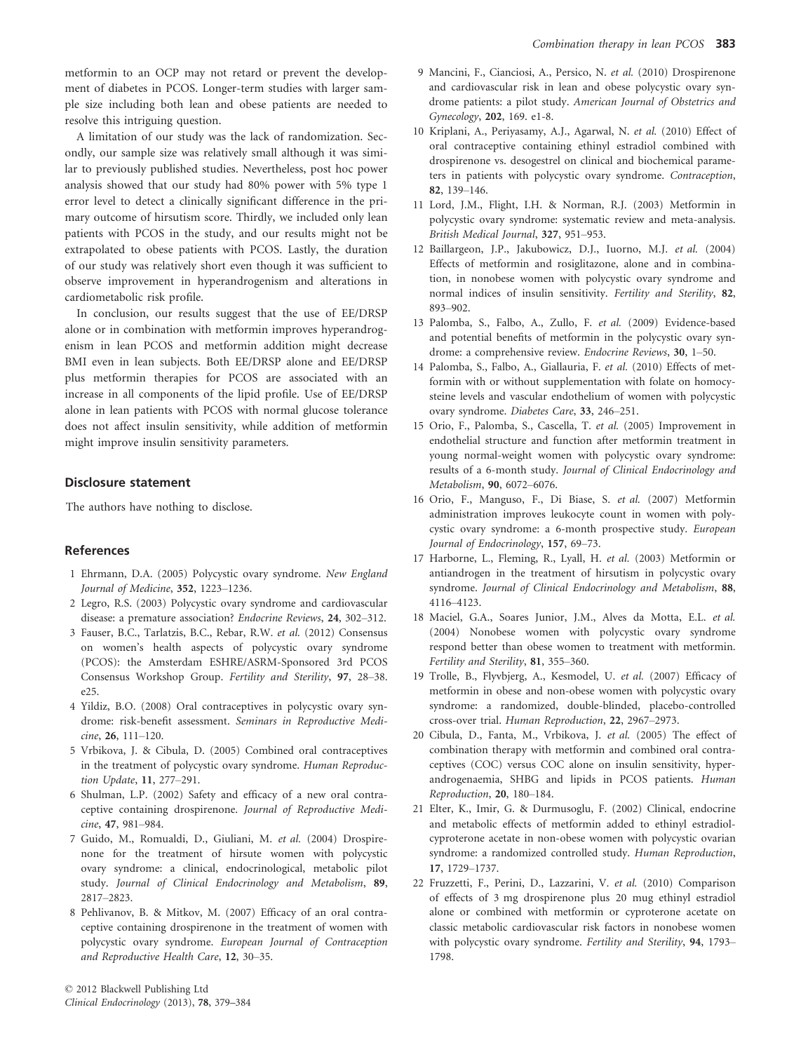metformin to an OCP may not retard or prevent the development of diabetes in PCOS. Longer-term studies with larger sample size including both lean and obese patients are needed to resolve this intriguing question.

A limitation of our study was the lack of randomization. Secondly, our sample size was relatively small although it was similar to previously published studies. Nevertheless, post hoc power analysis showed that our study had 80% power with 5% type 1 error level to detect a clinically significant difference in the primary outcome of hirsutism score. Thirdly, we included only lean patients with PCOS in the study, and our results might not be extrapolated to obese patients with PCOS. Lastly, the duration of our study was relatively short even though it was sufficient to observe improvement in hyperandrogenism and alterations in cardiometabolic risk profile.

In conclusion, our results suggest that the use of EE/DRSP alone or in combination with metformin improves hyperandrogenism in lean PCOS and metformin addition might decrease BMI even in lean subjects. Both EE/DRSP alone and EE/DRSP plus metformin therapies for PCOS are associated with an increase in all components of the lipid profile. Use of EE/DRSP alone in lean patients with PCOS with normal glucose tolerance does not affect insulin sensitivity, while addition of metformin might improve insulin sensitivity parameters.

## Disclosure statement

The authors have nothing to disclose.

## References

1 Ehrmann, D.A. (2005) Polycystic ovary syndrome. *New England Journal of Medicine*, **352**, 1223–1236.

2 Legro, R.S. (2003) Polycystic ovary syndrome and cardiovascular disease: a premature association? *Endocrine Reviews*, **24**, 302–312.

3 Fauser, B.C., Tarlatzis, B.C., Rebar, R.W. *et al.* (2012) Consensus on women's health aspects of polycystic ovary syndrome (PCOS): the Amsterdam ESHRE/ASRM-Sponsored 3rd PCOS Consensus Workshop Group. *Fertility and Sterility*, **97**, 28–38. e25.

4 Yildiz, B.O. (2008) Oral contraceptives in polycystic ovary syndrome: risk-benefit assessment. *Seminars in Reproductive Medicine*, **26**, 111–120.

5 Vrbikova, J. & Cibula, D. (2005) Combined oral contraceptives in the treatment of polycystic ovary syndrome. *Human Reproduction Update*, **11**, 277–291.

6 Shulman, L.P. (2002) Safety and efficacy of a new oral contraceptive containing drospirenone. *Journal of Reproductive Medicine*, **47**, 981–984.

7 Guido, M., Romualdi, D., Giuliani, M. *et al.* (2004) Drospirenone for the treatment of hirsute women with polycystic ovary syndrome: a clinical, endocrinological, metabolic pilot study. *Journal of Clinical Endocrinology and Metabolism*, **89**, 2817–2823.

8 Pehlivanov, B. & Mitkov, M. (2007) Efficacy of an oral contraceptive containing drospirenone in the treatment of women with polycystic ovary syndrome. *European Journal of Contraception and Reproductive Health Care*, **12**, 30–35.

9 Mancini, F., Cianciosi, A., Persico, N. *et al.* (2010) Drospirenone and cardiovascular risk in lean and obese polycystic ovary syndrome patients: a pilot study. *American Journal of Obstetrics and Gynecology*, **202**, 169. e1-8.

10 Kriplani, A., Periyasamy, A.J., Agarwal, N. *et al.* (2010) Effect of oral contraceptive containing ethinyl estradiol combined with drospirenone vs. desogestrel on clinical and biochemical parameters in patients with polycystic ovary syndrome. *Contraception*, **82**, 139–146.

11 Lord, J.M., Flight, I.H. & Norman, R.J. (2003) Metformin in polycystic ovary syndrome: systematic review and meta-analysis. *British Medical Journal*, **327**, 951–953.

12 Baillargeon, J.P., Jakubowicz, D.J., Iuorno, M.J. *et al.* (2004) Effects of metformin and rosiglitazone, alone and in combination, in nonobese women with polycystic ovary syndrome and normal indices of insulin sensitivity. *Fertility and Sterility*, **82**, 893–902.

13 Palomba, S., Falbo, A., Zullo, F. *et al.* (2009) Evidence-based and potential benefits of metformin in the polycystic ovary syndrome: a comprehensive review. *Endocrine Reviews*, **30**, 1–50.

14 Palomba, S., Falbo, A., Giallauria, F. *et al.* (2010) Effects of metformin with or without supplementation with folate on homocysteine levels and vascular endothelium of women with polycystic ovary syndrome. *Diabetes Care*, **33**, 246–251.

15 Orio, F., Palomba, S., Cascella, T. *et al.* (2005) Improvement in endothelial structure and function after metformin treatment in young normal-weight women with polycystic ovary syndrome: results of a 6-month study. *Journal of Clinical Endocrinology and Metabolism*, **90**, 6072–6076.

16 Orio, F., Manguso, F., Di Biase, S. *et al.* (2007) Metformin administration improves leukocyte count in women with polycystic ovary syndrome: a 6-month prospective study. *European Journal of Endocrinology*, **157**, 69–73.

17 Harborne, L., Fleming, R., Lyall, H. *et al.* (2003) Metformin or antiandrogen in the treatment of hirsutism in polycystic ovary syndrome. *Journal of Clinical Endocrinology and Metabolism*, **88**, 4116–4123.

18 Maciel, G.A., Soares Junior, J.M., Alves da Motta, E.L. *et al.* (2004) Nonobese women with polycystic ovary syndrome respond better than obese women to treatment with metformin. *Fertility and Sterility*, **81**, 355–360.

19 Trolle, B., Flyvbjerg, A., Kesmodel, U. *et al.* (2007) Efficacy of metformin in obese and non-obese women with polycystic ovary syndrome: a randomized, double-blinded, placebo-controlled cross-over trial. *Human Reproduction*, **22**, 2967–2973.

20 Cibula, D., Fanta, M., Vrbikova, J. *et al.* (2005) The effect of combination therapy with metformin and combined oral contraceptives (COC) versus COC alone on insulin sensitivity, hyperandrogenaemia, SHBG and lipids in PCOS patients. *Human Reproduction*, **20**, 180–184.

21 Elter, K., Imir, G. & Durmusoglu, F. (2002) Clinical, endocrine and metabolic effects of metformin added to ethinyl estradiol-cyproterone acetate in non-obese women with polycystic ovarian syndrome: a randomized controlled study. *Human Reproduction*, **17**, 1729–1737.

22 Fruzzetti, F., Perini, D., Lazzarini, V. *et al.* (2010) Comparison of effects of 3 mg drospirenone plus 20 mug ethinyl estradiol alone or combined with metformin or cyproterone acetate on classic metabolic cardiovascular risk factors in nonobese women with polycystic ovary syndrome. *Fertility and Sterility*, **94**, 1793–1798.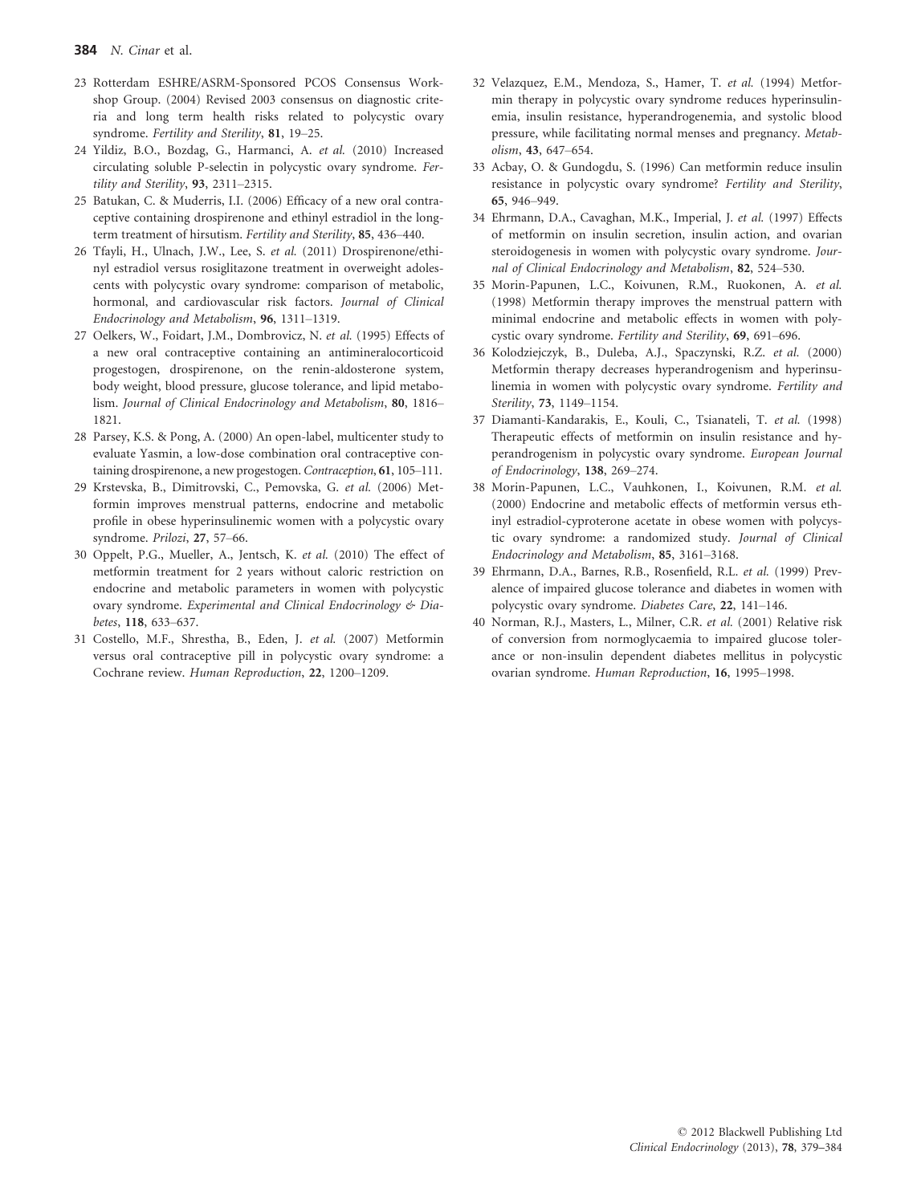23 Rotterdam ESHRE/ASRM-Sponsored PCOS Consensus Workshop Group. (2004) Revised 2003 consensus on diagnostic criteria and long term health risks related to polycystic ovary syndrome. *Fertility and Sterility*, **81**, 19–25.

24 Yildiz, B.O., Bozdag, G., Harmanci, A. *et al.* (2010) Increased circulating soluble P-selectin in polycystic ovary syndrome. *Fertility and Sterility*, **93**, 2311–2315.

25 Batukan, C. & Muderris, I.I. (2006) Efficacy of a new oral contraceptive containing drospirenone and ethinyl estradiol in the long-term treatment of hirsutism. *Fertility and Sterility*, **85**, 436–440.

26 Tfayli, H., Ulnach, J.W., Lee, S. *et al.* (2011) Drospirenone/ethinyl estradiol versus rosiglitazone treatment in overweight adolescents with polycystic ovary syndrome: comparison of metabolic, hormonal, and cardiovascular risk factors. *Journal of Clinical Endocrinology and Metabolism*, **96**, 1311–1319.

27 Oelkers, W., Foidart, J.M., Dombrovicz, N. *et al.* (1995) Effects of a new oral contraceptive containing an antimineralocorticoid progestogen, drospirenone, on the renin-aldosterone system, body weight, blood pressure, glucose tolerance, and lipid metabolism. *Journal of Clinical Endocrinology and Metabolism*, **80**, 1816–1821.

28 Parsey, K.S. & Pong, A. (2000) An open-label, multicenter study to evaluate Yasmin, a low-dose combination oral contraceptive containing drospirenone, a new progestogen. *Contraception*, **61**, 105–111.

29 Krstevska, B., Dimitrovski, C., Pemovska, G. *et al.* (2006) Metformin improves menstrual patterns, endocrine and metabolic profile in obese hyperinsulinemic women with a polycystic ovary syndrome. *Prilozi*, **27**, 57–66.

30 Oppelt, P.G., Mueller, A., Jentsch, K. *et al.* (2010) The effect of metformin treatment for 2 years without caloric restriction on endocrine and metabolic parameters in women with polycystic ovary syndrome. *Experimental and Clinical Endocrinology & Diabetes*, **118**, 633–637.

31 Costello, M.F., Shrestha, B., Eden, J. *et al.* (2007) Metformin versus oral contraceptive pill in polycystic ovary syndrome: a Cochrane review. *Human Reproduction*, **22**, 1200–1209.

32 Velazquez, E.M., Mendoza, S., Hamer, T. *et al.* (1994) Metformin therapy in polycystic ovary syndrome reduces hyperinsulinemia, insulin resistance, hyperandrogenemia, and systolic blood pressure, while facilitating normal menses and pregnancy. *Metabolism*, **43**, 647–654.

33 Acbay, O. & Gundogdu, S. (1996) Can metformin reduce insulin resistance in polycystic ovary syndrome? *Fertility and Sterility*, **65**, 946–949.

34 Ehrmann, D.A., Cavaghan, M.K., Imperial, J. *et al.* (1997) Effects of metformin on insulin secretion, insulin action, and ovarian steroidogenesis in women with polycystic ovary syndrome. *Journal of Clinical Endocrinology and Metabolism*, **82**, 524–530.

35 Morin-Papunen, L.C., Koivunen, R.M., Ruokonen, A. *et al.* (1998) Metformin therapy improves the menstrual pattern with minimal endocrine and metabolic effects in women with polycystic ovary syndrome. *Fertility and Sterility*, **69**, 691–696.

36 Kolodziejczyk, B., Duleba, A.J., Spaczynski, R.Z. *et al.* (2000) Metformin therapy decreases hyperandrogenism and hyperinsulinemia in women with polycystic ovary syndrome. *Fertility and Sterility*, **73**, 1149–1154.

37 Diamanti-Kandarakis, E., Kouli, C., Tsianateli, T. *et al.* (1998) Therapeutic effects of metformin on insulin resistance and hyperandrogenism in polycystic ovary syndrome. *European Journal of Endocrinology*, **138**, 269–274.

38 Morin-Papunen, L.C., Vauhkonen, I., Koivunen, R.M. *et al.* (2000) Endocrine and metabolic effects of metformin versus ethinyl estradiol-cyproterone acetate in obese women with polycystic ovary syndrome: a randomized study. *Journal of Clinical Endocrinology and Metabolism*, **85**, 3161–3168.

39 Ehrmann, D.A., Barnes, R.B., Rosenfield, R.L. *et al.* (1999) Prevalence of impaired glucose tolerance and diabetes in women with polycystic ovary syndrome. *Diabetes Care*, **22**, 141–146.

40 Norman, R.J., Masters, L., Milner, C.R. *et al.* (2001) Relative risk of conversion from normoglycaemia to impaired glucose tolerance or non-insulin dependent diabetes mellitus in polycystic ovarian syndrome. *Human Reproduction*, **16**, 1995–1998.